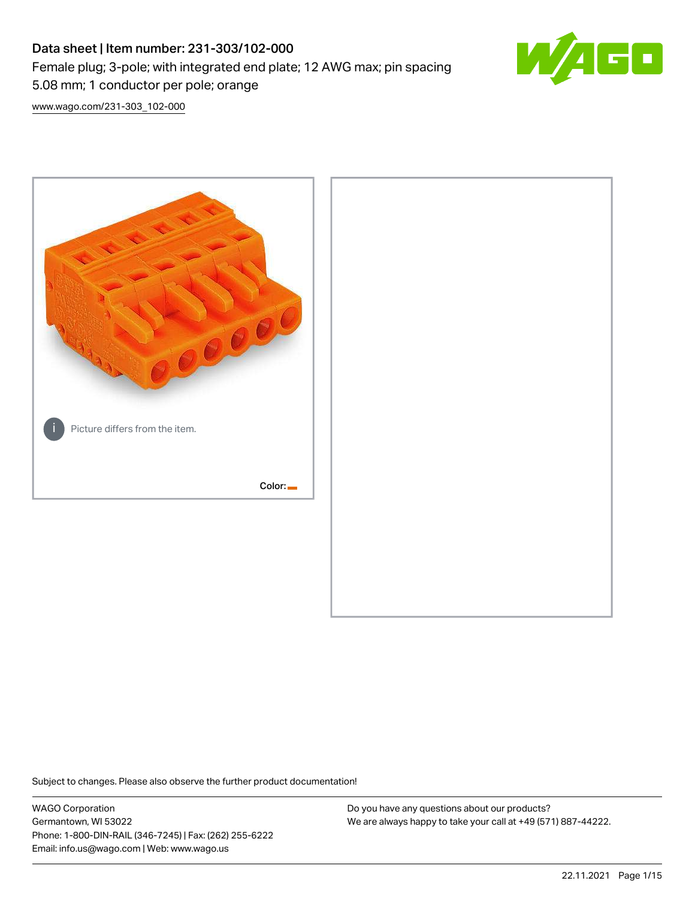# Data sheet | Item number: 231-303/102-000

Female plug; 3-pole; with integrated end plate; 12 AWG max; pin spacing 5.08 mm; 1 conductor per pole; orange

www.wago.com/231-303_102-000

Picture differs from the item.

Color:

Subject to changes. Please also observe the further product documentation!

WAGO Corporation
Germantown, WI 53022
Phone: 1-800-DIN-RAIL (346-7245) | Fax: (262) 255-6222
Email: info.us@wago.com | Web: www.wago.us

Do you have any questions about our products?
We are always happy to take your call at +49 (571) 887-44222.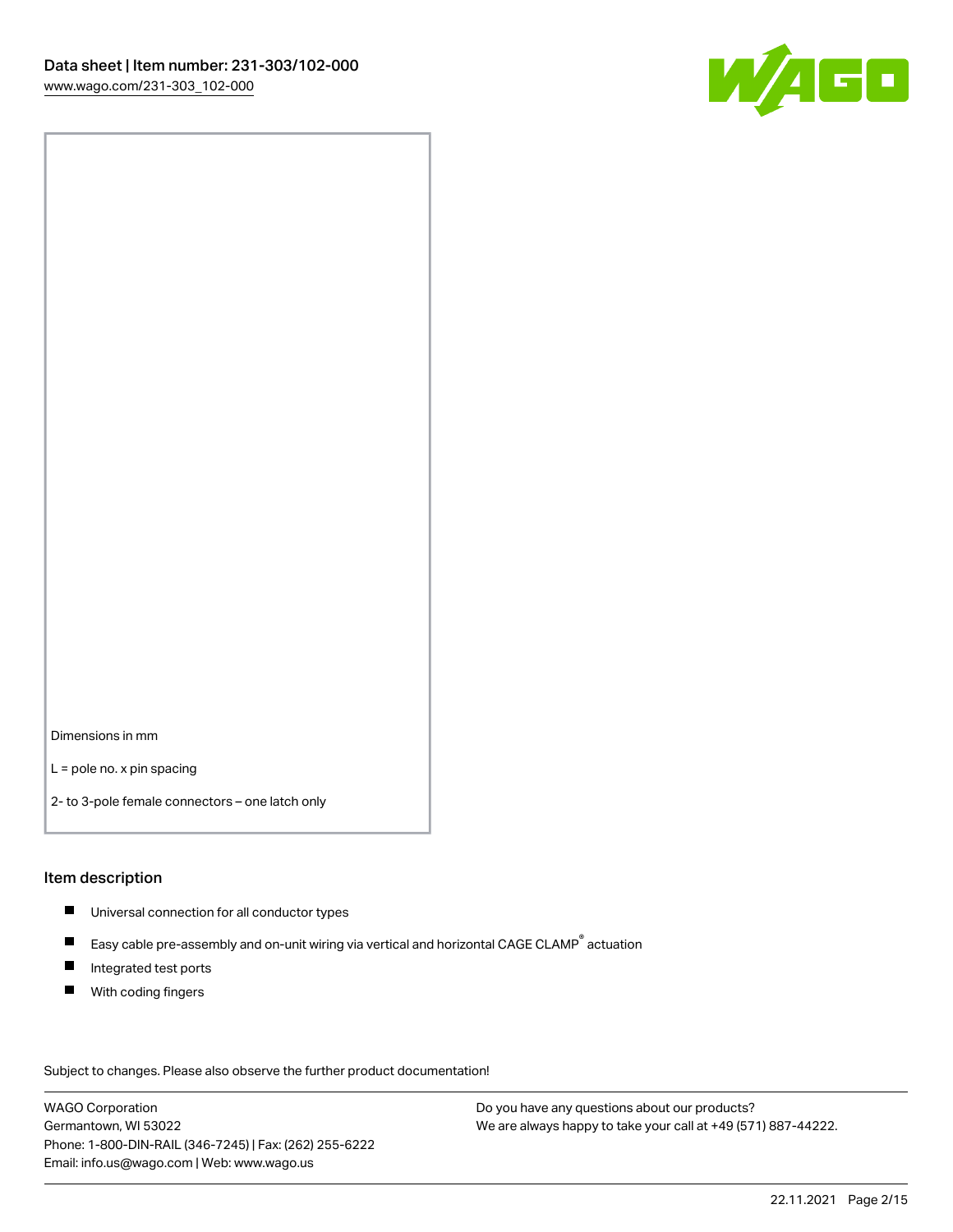Dimensions in mm

L = pole no. x pin spacing

2- to 3-pole female connectors – one latch only

## Item description

- Universal connection for all conductor types
- Easy cable pre-assembly and on-unit wiring via vertical and horizontal CAGE CLAMP® actuation
- Integrated test ports
- With coding fingers

Subject to changes. Please also observe the further product documentation!

WAGO Corporation
Germantown, WI 53022
Phone: 1-800-DIN-RAIL (346-7245) | Fax: (262) 255-6222
Email: info.us@wago.com | Web: www.wago.us

Do you have any questions about our products?
We are always happy to take your call at +49 (571) 887-44222.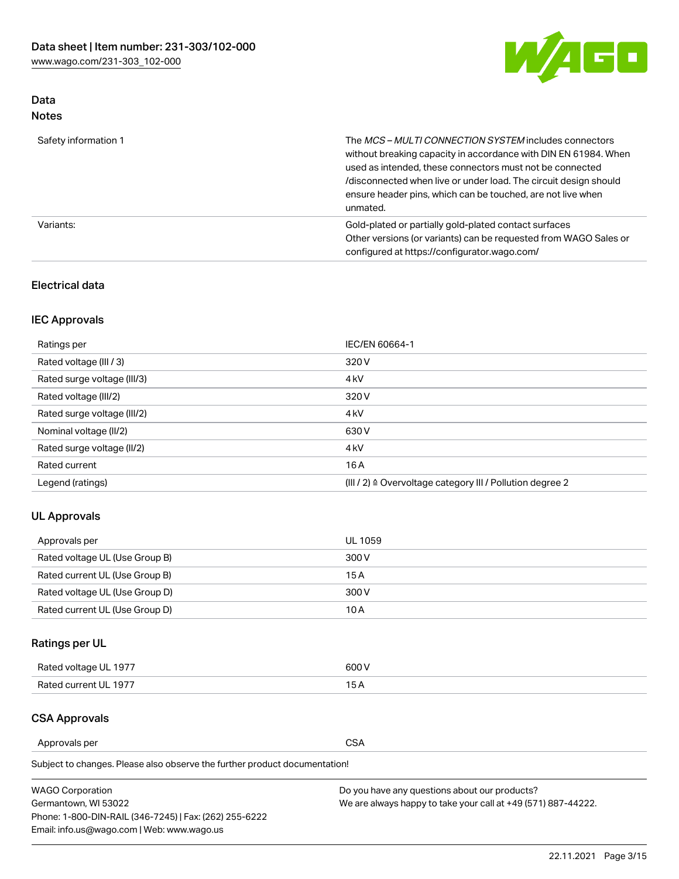## Data

### Notes

| | |
|---|---|
| Safety information 1 | The *MCS – MULTI CONNECTION SYSTEM* includes connectors without breaking capacity in accordance with DIN EN 61984. When used as intended, these connectors must not be connected /disconnected when live or under load. The circuit design should ensure header pins, which can be touched, are not live when unmated. |
| Variants: | Gold-plated or partially gold-plated contact surfaces<br>Other versions (or variants) can be requested from WAGO Sales or configured at https://configurator.wago.com/ |

## Electrical data

### IEC Approvals

| | |
|---|---|
| Ratings per | IEC/EN 60664-1 |
| Rated voltage (III / 3) | 320 V |
| Rated surge voltage (III/3) | 4 kV |
| Rated voltage (III/2) | 320 V |
| Rated surge voltage (III/2) | 4 kV |
| Nominal voltage (II/2) | 630 V |
| Rated surge voltage (II/2) | 4 kV |
| Rated current | 16 A |
| Legend (ratings) | (III / 2) ≙ Overvoltage category III / Pollution degree 2 |

### UL Approvals

| | |
|---|---|
| Approvals per | UL 1059 |
| Rated voltage UL (Use Group B) | 300 V |
| Rated current UL (Use Group B) | 15 A |
| Rated voltage UL (Use Group D) | 300 V |
| Rated current UL (Use Group D) | 10 A |

### Ratings per UL

| | |
|---|---|
| Rated voltage UL 1977 | 600 V |
| Rated current UL 1977 | 15 A |

### CSA Approvals

| | |
|---|---|
| Approvals per | CSA |

Subject to changes. Please also observe the further product documentation!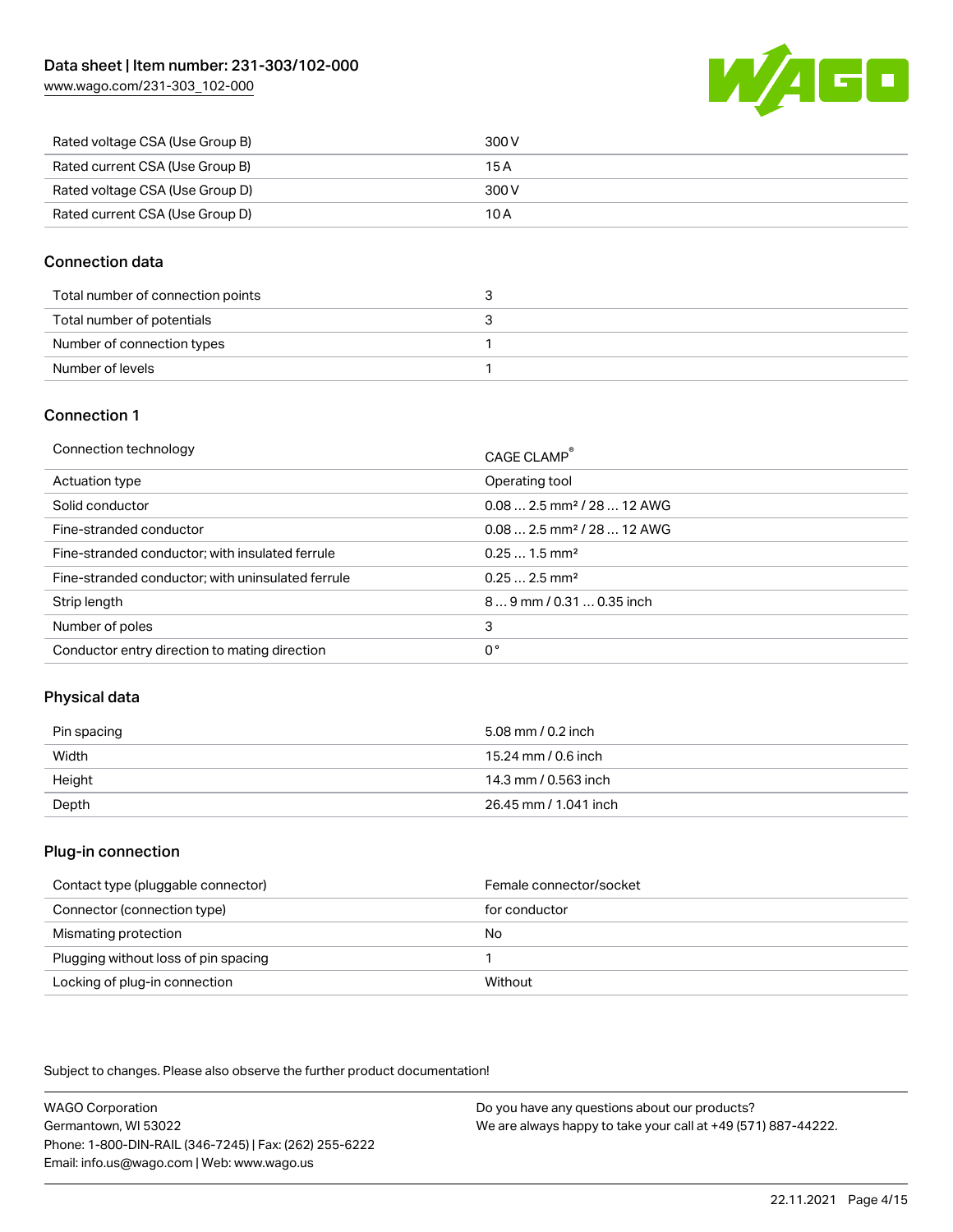| Rated voltage CSA (Use Group B) | 300 V |
|---|---|
| Rated current CSA (Use Group B) | 15 A |
| Rated voltage CSA (Use Group D) | 300 V |
| Rated current CSA (Use Group D) | 10 A |

## Connection data

| Total number of connection points | 3 |
|---|---|
| Total number of potentials | 3 |
| Number of connection types | 1 |
| Number of levels | 1 |

## Connection 1

| Connection technology | CAGE CLAMP® |
|---|---|
| Actuation type | Operating tool |
| Solid conductor | 0.08 … 2.5 mm² / 28 … 12 AWG |
| Fine-stranded conductor | 0.08 … 2.5 mm² / 28 … 12 AWG |
| Fine-stranded conductor; with insulated ferrule | 0.25 … 1.5 mm² |
| Fine-stranded conductor; with uninsulated ferrule | 0.25 … 2.5 mm² |
| Strip length | 8 … 9 mm / 0.31 … 0.35 inch |
| Number of poles | 3 |
| Conductor entry direction to mating direction | 0 ° |

## Physical data

| Pin spacing | 5.08 mm / 0.2 inch |
|---|---|
| Width | 15.24 mm / 0.6 inch |
| Height | 14.3 mm / 0.563 inch |
| Depth | 26.45 mm / 1.041 inch |

## Plug-in connection

| Contact type (pluggable connector) | Female connector/socket |
|---|---|
| Connector (connection type) | for conductor |
| Mismating protection | No |
| Plugging without loss of pin spacing | 1 |
| Locking of plug-in connection | Without |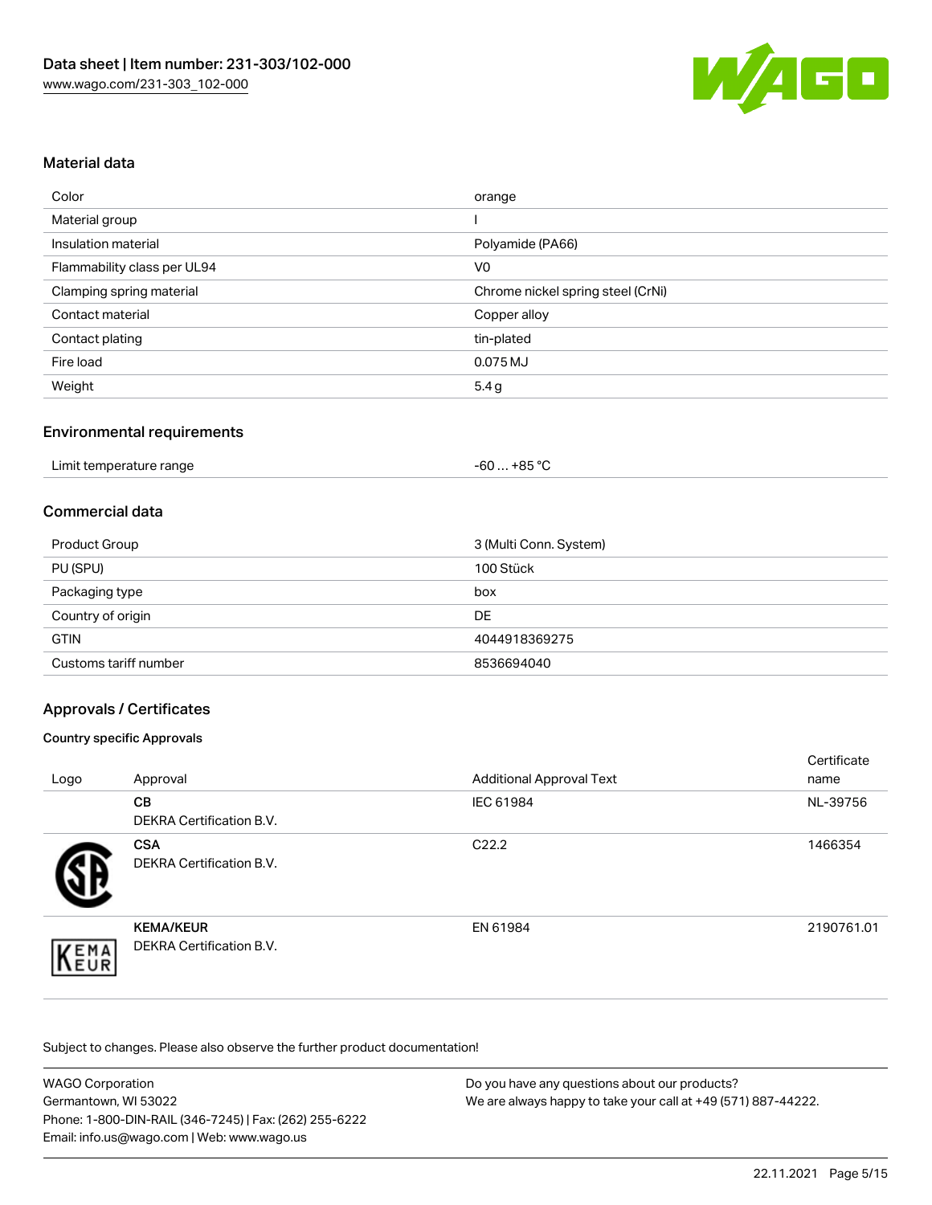## Material data

| | |
|---|---|
| Color | orange |
| Material group | I |
| Insulation material | Polyamide (PA66) |
| Flammability class per UL94 | V0 |
| Clamping spring material | Chrome nickel spring steel (CrNi) |
| Contact material | Copper alloy |
| Contact plating | tin-plated |
| Fire load | 0.075 MJ |
| Weight | 5.4 g |

## Environmental requirements

| | |
|---|---|
| Limit temperature range | -60 … +85 °C |

## Commercial data

| | |
|---|---|
| Product Group | 3 (Multi Conn. System) |
| PU (SPU) | 100 Stück |
| Packaging type | box |
| Country of origin | DE |
| GTIN | 4044918369275 |
| Customs tariff number | 8536694040 |

## Approvals / Certificates

### Country specific Approvals

| Logo | Approval | Additional Approval Text | Certificate name |
|---|---|---|---|
| | **CB** DEKRA Certification B.V. | IEC 61984 | NL-39756 |
| | **CSA** DEKRA Certification B.V. | C22.2 | 1466354 |
| | **KEMA/KEUR** DEKRA Certification B.V. | EN 61984 | 2190761.01 |

Subject to changes. Please also observe the further product documentation!

WAGO Corporation
Germantown, WI 53022
Phone: 1-800-DIN-RAIL (346-7245) | Fax: (262) 255-6222
Email: info.us@wago.com | Web: www.wago.us

Do you have any questions about our products?
We are always happy to take your call at +49 (571) 887-44222.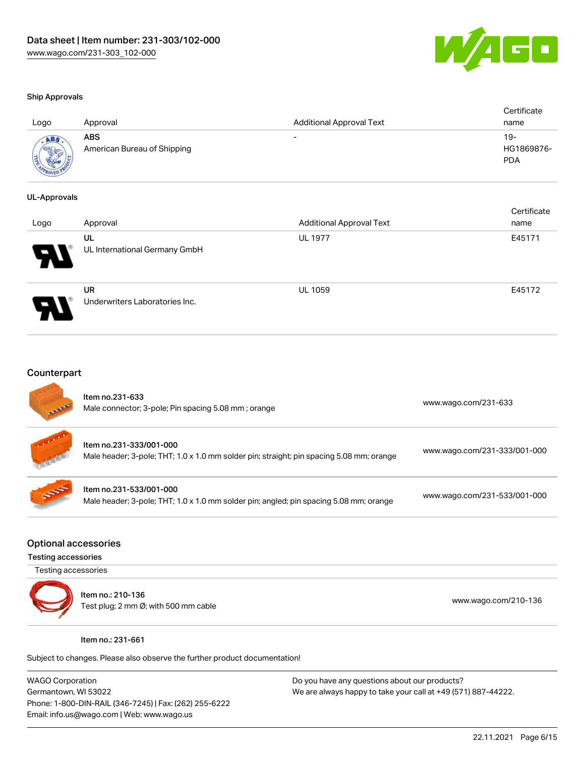### Ship Approvals

| Logo | Approval | Additional Approval Text | Certificate name |
|---|---|---|---|
| | **ABS** American Bureau of Shipping | - | 19-HG1869876-PDA |

### UL-Approvals

| Logo | Approval | Additional Approval Text | Certificate name |
|---|---|---|---|
| | **UL** UL International Germany GmbH | UL 1977 | E45171 |
| | **UR** Underwriters Laboratories Inc. | UL 1059 | E45172 |

## Counterpart

| | | |
|---|---|---|
| | Item no.231-633<br>Male connector; 3-pole; Pin spacing 5.08 mm ; orange | www.wago.com/231-633 |
| | Item no.231-333/001-000<br>Male header; 3-pole; THT; 1.0 x 1.0 mm solder pin; straight; pin spacing 5.08 mm; orange | www.wago.com/231-333/001-000 |
| | Item no.231-533/001-000<br>Male header; 3-pole; THT; 1.0 x 1.0 mm solder pin; angled; pin spacing 5.08 mm; orange | www.wago.com/231-533/001-000 |

## Optional accessories

### Testing accessories

Testing accessories

| | | |
|---|---|---|
| | Item no.: 210-136<br>Test plug; 2 mm Ø; with 500 mm cable | www.wago.com/210-136 |

Item no.: 231-661

Subject to changes. Please also observe the further product documentation!

WAGO Corporation
Germantown, WI 53022
Phone: 1-800-DIN-RAIL (346-7245) | Fax: (262) 255-6222
Email: info.us@wago.com | Web: www.wago.us

Do you have any questions about our products?
We are always happy to take your call at +49 (571) 887-44222.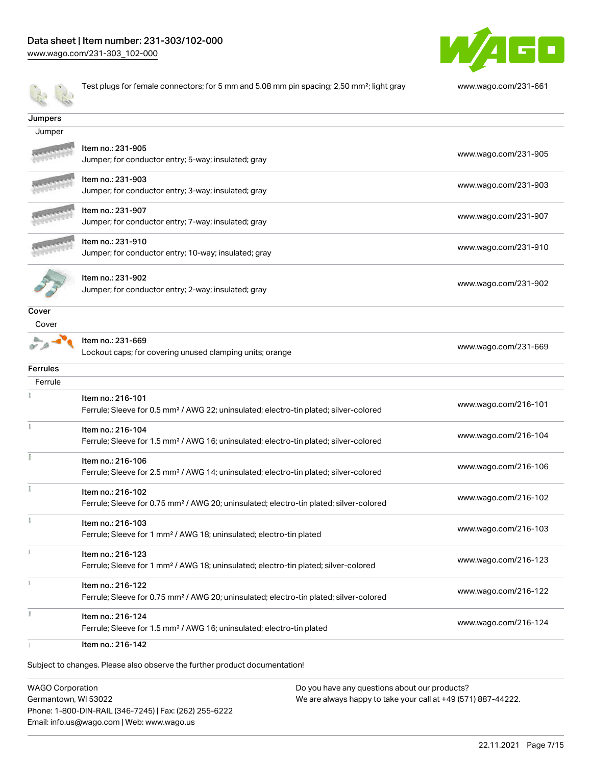| | | |
|---|---|---|
| | Test plugs for female connectors; for 5 mm and 5.08 mm pin spacing; 2,50 mm²; light gray | www.wago.com/231-661 |

## Jumpers

| Jumper | | |
|---|---|---|
| | Item no.: 231-905<br>Jumper; for conductor entry; 5-way; insulated; gray | www.wago.com/231-905 |
| | Item no.: 231-903<br>Jumper; for conductor entry; 3-way; insulated; gray | www.wago.com/231-903 |
| | Item no.: 231-907<br>Jumper; for conductor entry; 7-way; insulated; gray | www.wago.com/231-907 |
| | Item no.: 231-910<br>Jumper; for conductor entry; 10-way; insulated; gray | www.wago.com/231-910 |
| | Item no.: 231-902<br>Jumper; for conductor entry; 2-way; insulated; gray | www.wago.com/231-902 |

## Cover

| Cover | | |
|---|---|---|
| | Item no.: 231-669<br>Lockout caps; for covering unused clamping units; orange | www.wago.com/231-669 |

## Ferrules

| Ferrule | | |
|---|---|---|
| | Item no.: 216-101<br>Ferrule; Sleeve for 0.5 mm² / AWG 22; uninsulated; electro-tin plated; silver-colored | www.wago.com/216-101 |
| | Item no.: 216-104<br>Ferrule; Sleeve for 1.5 mm² / AWG 16; uninsulated; electro-tin plated; silver-colored | www.wago.com/216-104 |
| | Item no.: 216-106<br>Ferrule; Sleeve for 2.5 mm² / AWG 14; uninsulated; electro-tin plated; silver-colored | www.wago.com/216-106 |
| | Item no.: 216-102<br>Ferrule; Sleeve for 0.75 mm² / AWG 20; uninsulated; electro-tin plated; silver-colored | www.wago.com/216-102 |
| | Item no.: 216-103<br>Ferrule; Sleeve for 1 mm² / AWG 18; uninsulated; electro-tin plated | www.wago.com/216-103 |
| | Item no.: 216-123<br>Ferrule; Sleeve for 1 mm² / AWG 18; uninsulated; electro-tin plated; silver-colored | www.wago.com/216-123 |
| | Item no.: 216-122<br>Ferrule; Sleeve for 0.75 mm² / AWG 20; uninsulated; electro-tin plated; silver-colored | www.wago.com/216-122 |
| | Item no.: 216-124<br>Ferrule; Sleeve for 1.5 mm² / AWG 16; uninsulated; electro-tin plated | www.wago.com/216-124 |
| | Item no.: 216-142 | |

Subject to changes. Please also observe the further product documentation!

WAGO Corporation
Germantown, WI 53022
Phone: 1-800-DIN-RAIL (346-7245) | Fax: (262) 255-6222
Email: info.us@wago.com | Web: www.wago.us

Do you have any questions about our products?
We are always happy to take your call at +49 (571) 887-44222.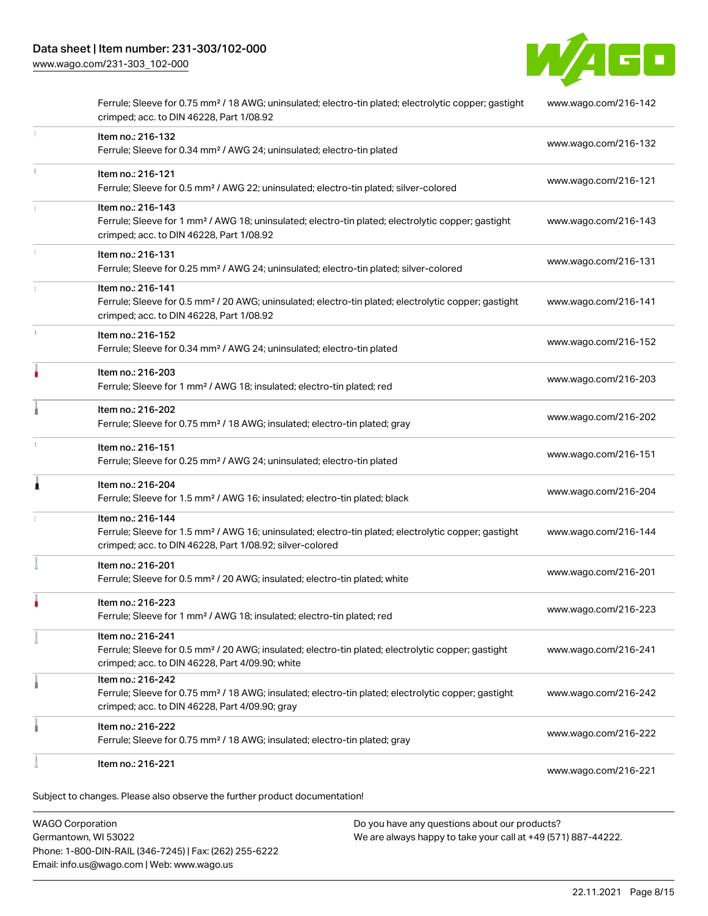| | | |
|---|---|---|
| | Ferrule; Sleeve for 0.75 mm² / 18 AWG; uninsulated; electro-tin plated; electrolytic copper; gastight crimped; acc. to DIN 46228, Part 1/08.92 | www.wago.com/216-142 |
| | Item no.: 216-132<br>Ferrule; Sleeve for 0.34 mm² / AWG 24; uninsulated; electro-tin plated | www.wago.com/216-132 |
| | Item no.: 216-121<br>Ferrule; Sleeve for 0.5 mm² / AWG 22; uninsulated; electro-tin plated; silver-colored | www.wago.com/216-121 |
| | Item no.: 216-143<br>Ferrule; Sleeve for 1 mm² / AWG 18; uninsulated; electro-tin plated; electrolytic copper; gastight crimped; acc. to DIN 46228, Part 1/08.92 | www.wago.com/216-143 |
| | Item no.: 216-131<br>Ferrule; Sleeve for 0.25 mm² / AWG 24; uninsulated; electro-tin plated; silver-colored | www.wago.com/216-131 |
| | Item no.: 216-141<br>Ferrule; Sleeve for 0.5 mm² / 20 AWG; uninsulated; electro-tin plated; electrolytic copper; gastight crimped; acc. to DIN 46228, Part 1/08.92 | www.wago.com/216-141 |
| | Item no.: 216-152<br>Ferrule; Sleeve for 0.34 mm² / AWG 24; uninsulated; electro-tin plated | www.wago.com/216-152 |
| | Item no.: 216-203<br>Ferrule; Sleeve for 1 mm² / AWG 18; insulated; electro-tin plated; red | www.wago.com/216-203 |
| | Item no.: 216-202<br>Ferrule; Sleeve for 0.75 mm² / 18 AWG; insulated; electro-tin plated; gray | www.wago.com/216-202 |
| | Item no.: 216-151<br>Ferrule; Sleeve for 0.25 mm² / AWG 24; uninsulated; electro-tin plated | www.wago.com/216-151 |
| | Item no.: 216-204<br>Ferrule; Sleeve for 1.5 mm² / AWG 16; insulated; electro-tin plated; black | www.wago.com/216-204 |
| | Item no.: 216-144<br>Ferrule; Sleeve for 1.5 mm² / AWG 16; uninsulated; electro-tin plated; electrolytic copper; gastight crimped; acc. to DIN 46228, Part 1/08.92; silver-colored | www.wago.com/216-144 |
| | Item no.: 216-201<br>Ferrule; Sleeve for 0.5 mm² / 20 AWG; insulated; electro-tin plated; white | www.wago.com/216-201 |
| | Item no.: 216-223<br>Ferrule; Sleeve for 1 mm² / AWG 18; insulated; electro-tin plated; red | www.wago.com/216-223 |
| | Item no.: 216-241<br>Ferrule; Sleeve for 0.5 mm² / 20 AWG; insulated; electro-tin plated; electrolytic copper; gastight crimped; acc. to DIN 46228, Part 4/09.90; white | www.wago.com/216-241 |
| | Item no.: 216-242<br>Ferrule; Sleeve for 0.75 mm² / 18 AWG; insulated; electro-tin plated; electrolytic copper; gastight crimped; acc. to DIN 46228, Part 4/09.90; gray | www.wago.com/216-242 |
| | Item no.: 216-222<br>Ferrule; Sleeve for 0.75 mm² / 18 AWG; insulated; electro-tin plated; gray | www.wago.com/216-222 |
| | Item no.: 216-221 | www.wago.com/216-221 |

Subject to changes. Please also observe the further product documentation!

WAGO Corporation
Germantown, WI 53022
Phone: 1-800-DIN-RAIL (346-7245) | Fax: (262) 255-6222
Email: info.us@wago.com | Web: www.wago.us

Do you have any questions about our products?
We are always happy to take your call at +49 (571) 887-44222.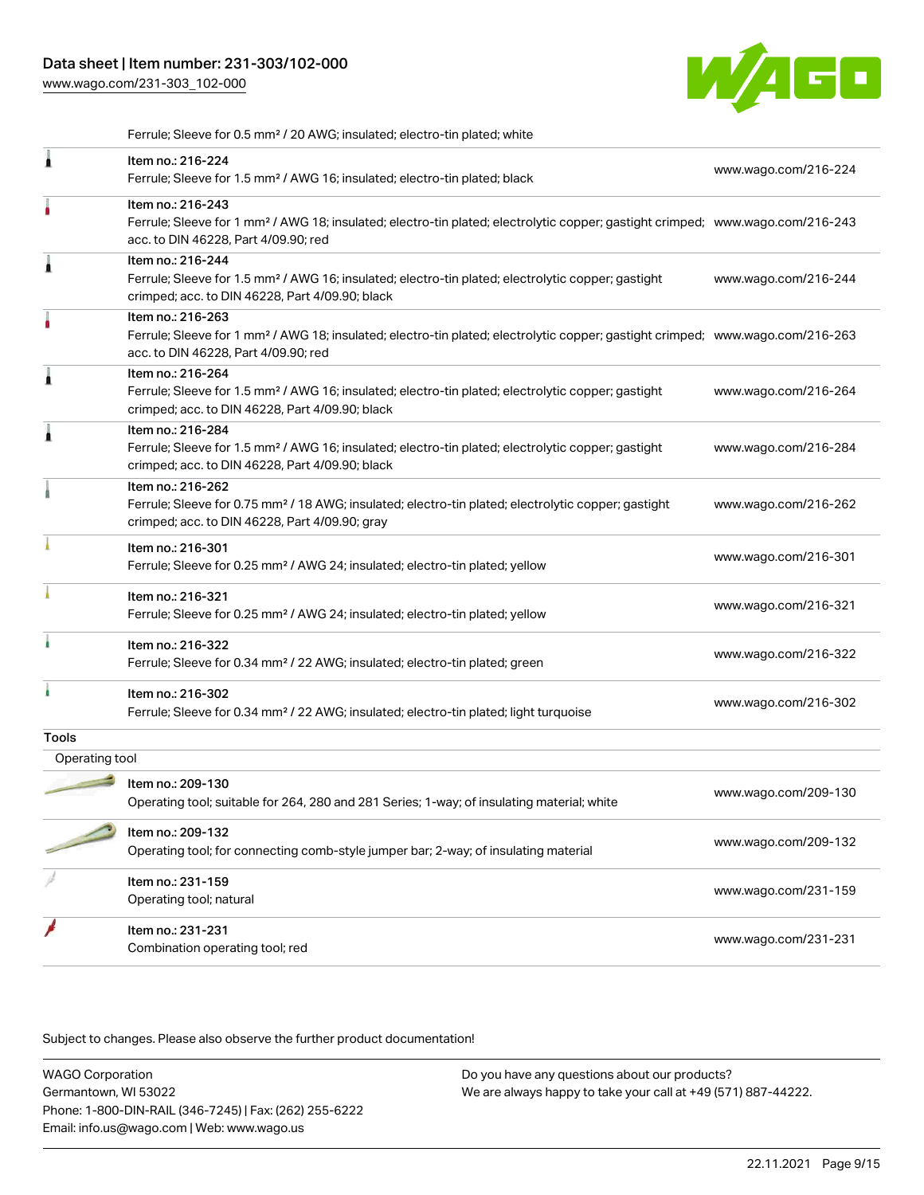| | | |
|---|---|---|
| | Ferrule; Sleeve for 0.5 mm² / 20 AWG; insulated; electro-tin plated; white | |
| | Item no.: 216-224<br>Ferrule; Sleeve for 1.5 mm² / AWG 16; insulated; electro-tin plated; black | www.wago.com/216-224 |
| | Item no.: 216-243<br>Ferrule; Sleeve for 1 mm² / AWG 18; insulated; electro-tin plated; electrolytic copper; gastight crimped; acc. to DIN 46228, Part 4/09.90; red | www.wago.com/216-243 |
| | Item no.: 216-244<br>Ferrule; Sleeve for 1.5 mm² / AWG 16; insulated; electro-tin plated; electrolytic copper; gastight crimped; acc. to DIN 46228, Part 4/09.90; black | www.wago.com/216-244 |
| | Item no.: 216-263<br>Ferrule; Sleeve for 1 mm² / AWG 18; insulated; electro-tin plated; electrolytic copper; gastight crimped; acc. to DIN 46228, Part 4/09.90; red | www.wago.com/216-263 |
| | Item no.: 216-264<br>Ferrule; Sleeve for 1.5 mm² / AWG 16; insulated; electro-tin plated; electrolytic copper; gastight crimped; acc. to DIN 46228, Part 4/09.90; black | www.wago.com/216-264 |
| | Item no.: 216-284<br>Ferrule; Sleeve for 1.5 mm² / AWG 16; insulated; electro-tin plated; electrolytic copper; gastight crimped; acc. to DIN 46228, Part 4/09.90; black | www.wago.com/216-284 |
| | Item no.: 216-262<br>Ferrule; Sleeve for 0.75 mm² / 18 AWG; insulated; electro-tin plated; electrolytic copper; gastight crimped; acc. to DIN 46228, Part 4/09.90; gray | www.wago.com/216-262 |
| | Item no.: 216-301<br>Ferrule; Sleeve for 0.25 mm² / AWG 24; insulated; electro-tin plated; yellow | www.wago.com/216-301 |
| | Item no.: 216-321<br>Ferrule; Sleeve for 0.25 mm² / AWG 24; insulated; electro-tin plated; yellow | www.wago.com/216-321 |
| | Item no.: 216-322<br>Ferrule; Sleeve for 0.34 mm² / 22 AWG; insulated; electro-tin plated; green | www.wago.com/216-322 |
| | Item no.: 216-302<br>Ferrule; Sleeve for 0.34 mm² / 22 AWG; insulated; electro-tin plated; light turquoise | www.wago.com/216-302 |

**Tools**

Operating tool

| | | |
|---|---|---|
| | Item no.: 209-130<br>Operating tool; suitable for 264, 280 and 281 Series; 1-way; of insulating material; white | www.wago.com/209-130 |
| | Item no.: 209-132<br>Operating tool; for connecting comb-style jumper bar; 2-way; of insulating material | www.wago.com/209-132 |
| | Item no.: 231-159<br>Operating tool; natural | www.wago.com/231-159 |
| | Item no.: 231-231<br>Combination operating tool; red | www.wago.com/231-231 |

Subject to changes. Please also observe the further product documentation!

WAGO Corporation
Germantown, WI 53022
Phone: 1-800-DIN-RAIL (346-7245) | Fax: (262) 255-6222
Email: info.us@wago.com | Web: www.wago.us

Do you have any questions about our products?
We are always happy to take your call at +49 (571) 887-44222.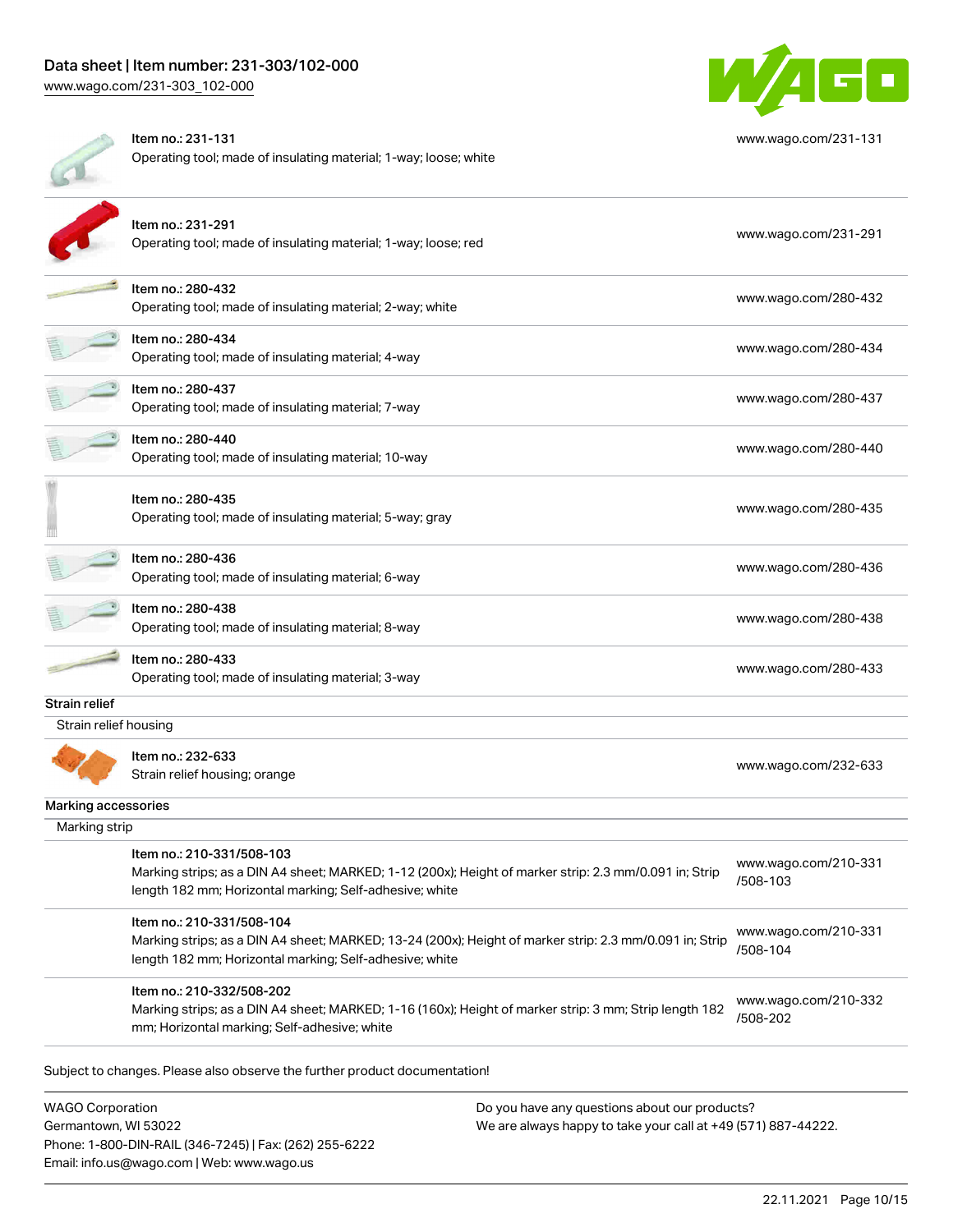| | | |
|---|---|---|
| | Item no.: 231-131<br>Operating tool; made of insulating material; 1-way; loose; white | www.wago.com/231-131 |
| | Item no.: 231-291<br>Operating tool; made of insulating material; 1-way; loose; red | www.wago.com/231-291 |
| | Item no.: 280-432<br>Operating tool; made of insulating material; 2-way; white | www.wago.com/280-432 |
| | Item no.: 280-434<br>Operating tool; made of insulating material; 4-way | www.wago.com/280-434 |
| | Item no.: 280-437<br>Operating tool; made of insulating material; 7-way | www.wago.com/280-437 |
| | Item no.: 280-440<br>Operating tool; made of insulating material; 10-way | www.wago.com/280-440 |
| | Item no.: 280-435<br>Operating tool; made of insulating material; 5-way; gray | www.wago.com/280-435 |
| | Item no.: 280-436<br>Operating tool; made of insulating material; 6-way | www.wago.com/280-436 |
| | Item no.: 280-438<br>Operating tool; made of insulating material; 8-way | www.wago.com/280-438 |
| | Item no.: 280-433<br>Operating tool; made of insulating material; 3-way | www.wago.com/280-433 |

**Strain relief**

Strain relief housing

| | | |
|---|---|---|
| | Item no.: 232-633<br>Strain relief housing; orange | www.wago.com/232-633 |

**Marking accessories**

Marking strip

| | | |
|---|---|---|
| | Item no.: 210-331/508-103<br>Marking strips; as a DIN A4 sheet; MARKED; 1-12 (200x); Height of marker strip: 2.3 mm/0.091 in; Strip length 182 mm; Horizontal marking; Self-adhesive; white | www.wago.com/210-331/508-103 |
| | Item no.: 210-331/508-104<br>Marking strips; as a DIN A4 sheet; MARKED; 13-24 (200x); Height of marker strip: 2.3 mm/0.091 in; Strip length 182 mm; Horizontal marking; Self-adhesive; white | www.wago.com/210-331/508-104 |
| | Item no.: 210-332/508-202<br>Marking strips; as a DIN A4 sheet; MARKED; 1-16 (160x); Height of marker strip: 3 mm; Strip length 182 mm; Horizontal marking; Self-adhesive; white | www.wago.com/210-332/508-202 |

Subject to changes. Please also observe the further product documentation!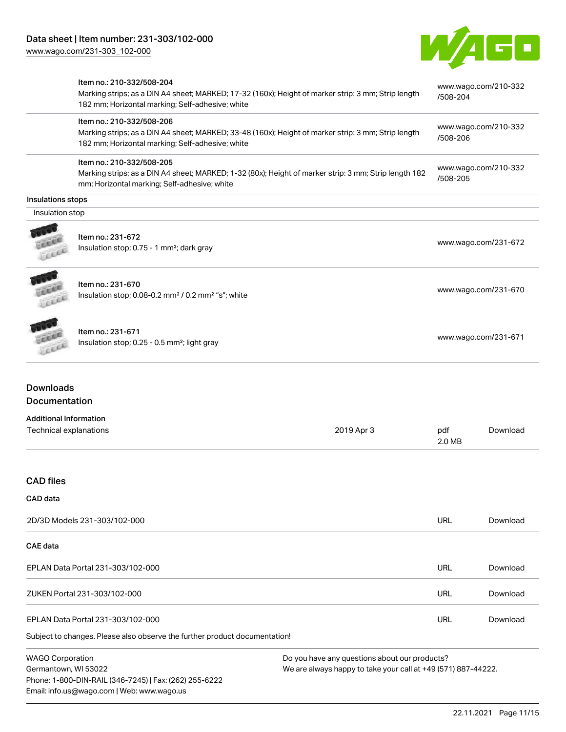| | | |
|---|---|---|
| | Item no.: 210-332/508-204<br>Marking strips; as a DIN A4 sheet; MARKED; 17-32 (160x); Height of marker strip: 3 mm; Strip length 182 mm; Horizontal marking; Self-adhesive; white | www.wago.com/210-332/508-204 |
| | Item no.: 210-332/508-206<br>Marking strips; as a DIN A4 sheet; MARKED; 33-48 (160x); Height of marker strip: 3 mm; Strip length 182 mm; Horizontal marking; Self-adhesive; white | www.wago.com/210-332/508-206 |
| | Item no.: 210-332/508-205<br>Marking strips; as a DIN A4 sheet; MARKED; 1-32 (80x); Height of marker strip: 3 mm; Strip length 182 mm; Horizontal marking; Self-adhesive; white | www.wago.com/210-332/508-205 |

Insulations stops

Insulation stop

| | | |
|---|---|---|
| | Item no.: 231-672<br>Insulation stop; 0.75 - 1 mm²; dark gray | www.wago.com/231-672 |
| | Item no.: 231-670<br>Insulation stop; 0.08-0.2 mm² / 0.2 mm² "s"; white | www.wago.com/231-670 |
| | Item no.: 231-671<br>Insulation stop; 0.25 - 0.5 mm²; light gray | www.wago.com/231-671 |

## Downloads

### Documentation

**Additional Information**

| | | | |
|---|---|---|---|
| Technical explanations | 2019 Apr 3 | pdf<br>2.0 MB | Download |

## CAD files

### CAD data

| | | |
|---|---|---|
| 2D/3D Models 231-303/102-000 | URL | Download |

### CAE data

| | | |
|---|---|---|
| EPLAN Data Portal 231-303/102-000 | URL | Download |
| ZUKEN Portal 231-303/102-000 | URL | Download |
| EPLAN Data Portal 231-303/102-000 | URL | Download |

Subject to changes. Please also observe the further product documentation!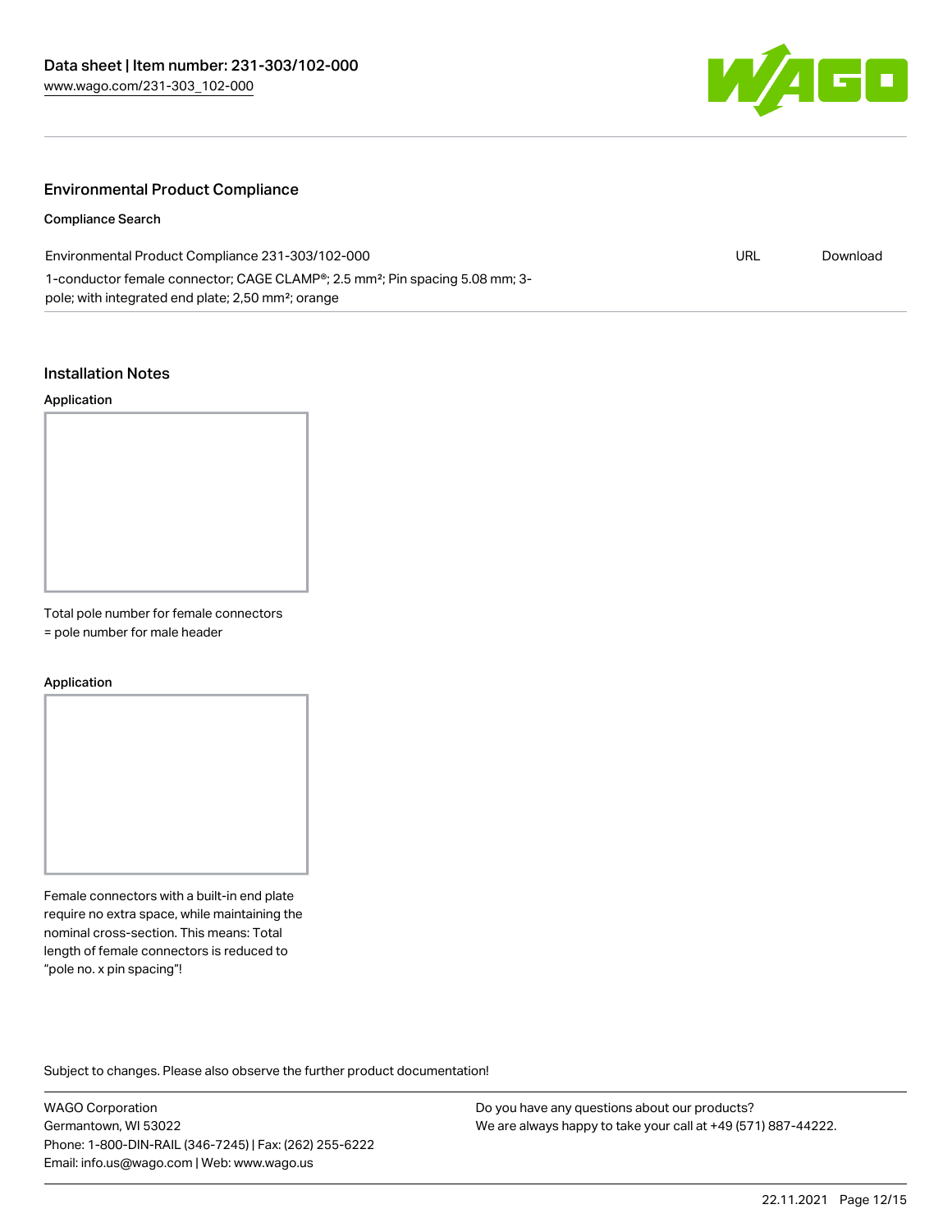## Environmental Product Compliance

### Compliance Search

| Environmental Product Compliance 231-303/102-000 | URL | Download |
| --- | --- | --- |
| 1-conductor female connector; CAGE CLAMP®; 2.5 mm²; Pin spacing 5.08 mm; 3-pole; with integrated end plate; 2,50 mm²; orange | | |

## Installation Notes

### Application

Total pole number for female connectors = pole number for male header

### Application

Female connectors with a built-in end plate require no extra space, while maintaining the nominal cross-section. This means: Total length of female connectors is reduced to "pole no. x pin spacing"!

Subject to changes. Please also observe the further product documentation!

WAGO Corporation
Germantown, WI 53022
Phone: 1-800-DIN-RAIL (346-7245) | Fax: (262) 255-6222
Email: info.us@wago.com | Web: www.wago.us

Do you have any questions about our products?
We are always happy to take your call at +49 (571) 887-44222.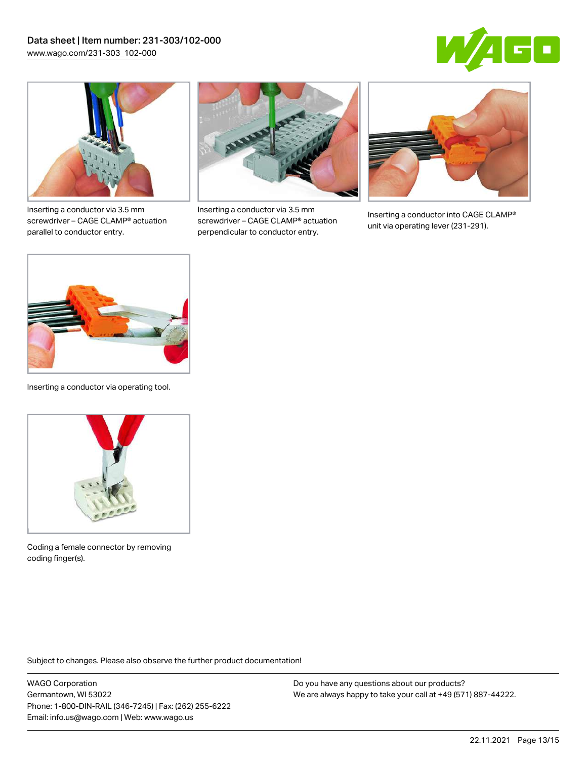Inserting a conductor via 3.5 mm screwdriver – CAGE CLAMP® actuation parallel to conductor entry.

Inserting a conductor via 3.5 mm screwdriver – CAGE CLAMP® actuation perpendicular to conductor entry.

Inserting a conductor into CAGE CLAMP® unit via operating lever (231-291).

Inserting a conductor via operating tool.

Coding a female connector by removing coding finger(s).

Subject to changes. Please also observe the further product documentation!

WAGO Corporation
Germantown, WI 53022
Phone: 1-800-DIN-RAIL (346-7245) | Fax: (262) 255-6222
Email: info.us@wago.com | Web: www.wago.us

Do you have any questions about our products?
We are always happy to take your call at +49 (571) 887-44222.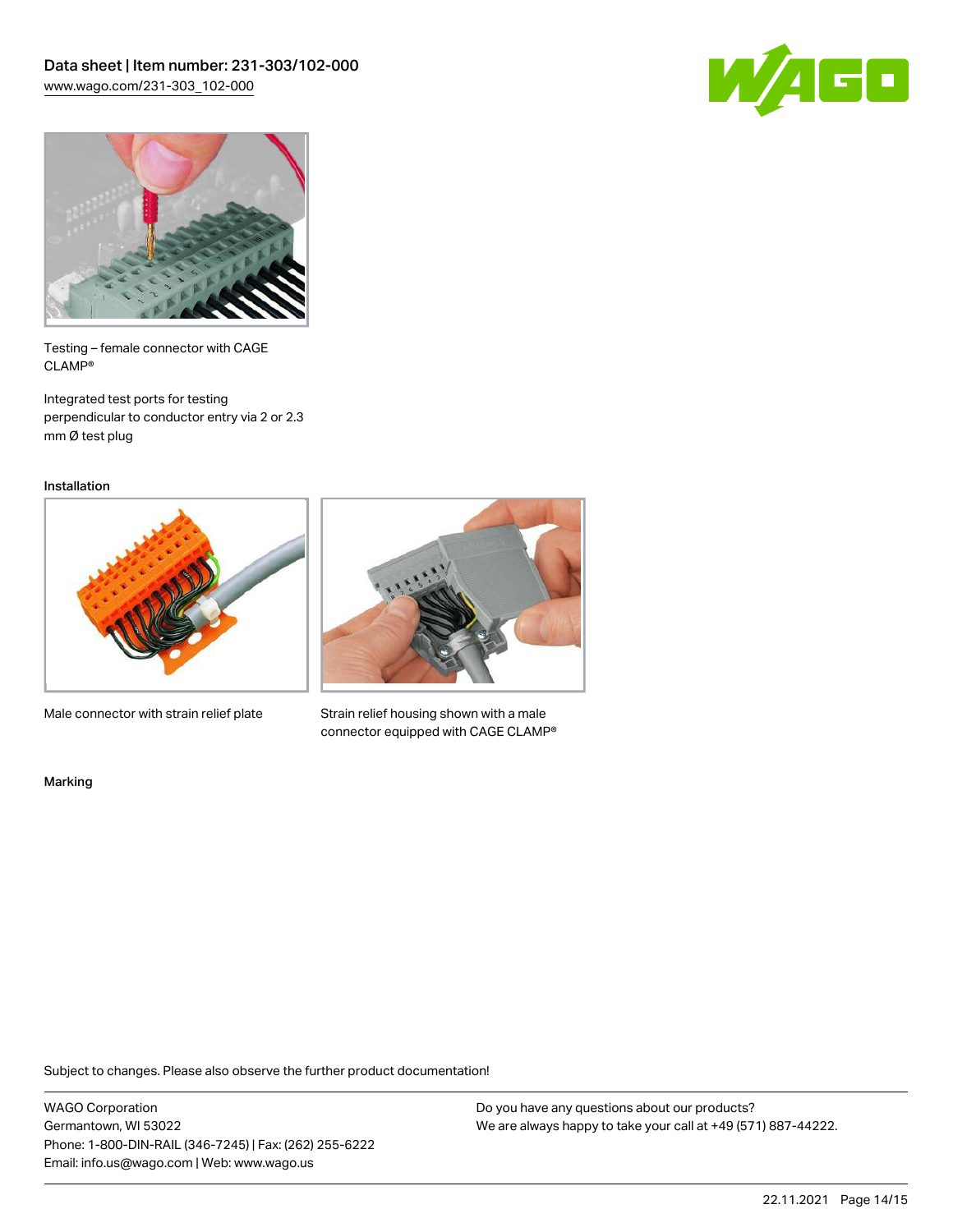Testing – female connector with CAGE CLAMP®

Integrated test ports for testing perpendicular to conductor entry via 2 or 2.3 mm Ø test plug

Installation

Male connector with strain relief plate

Strain relief housing shown with a male connector equipped with CAGE CLAMP®

Marking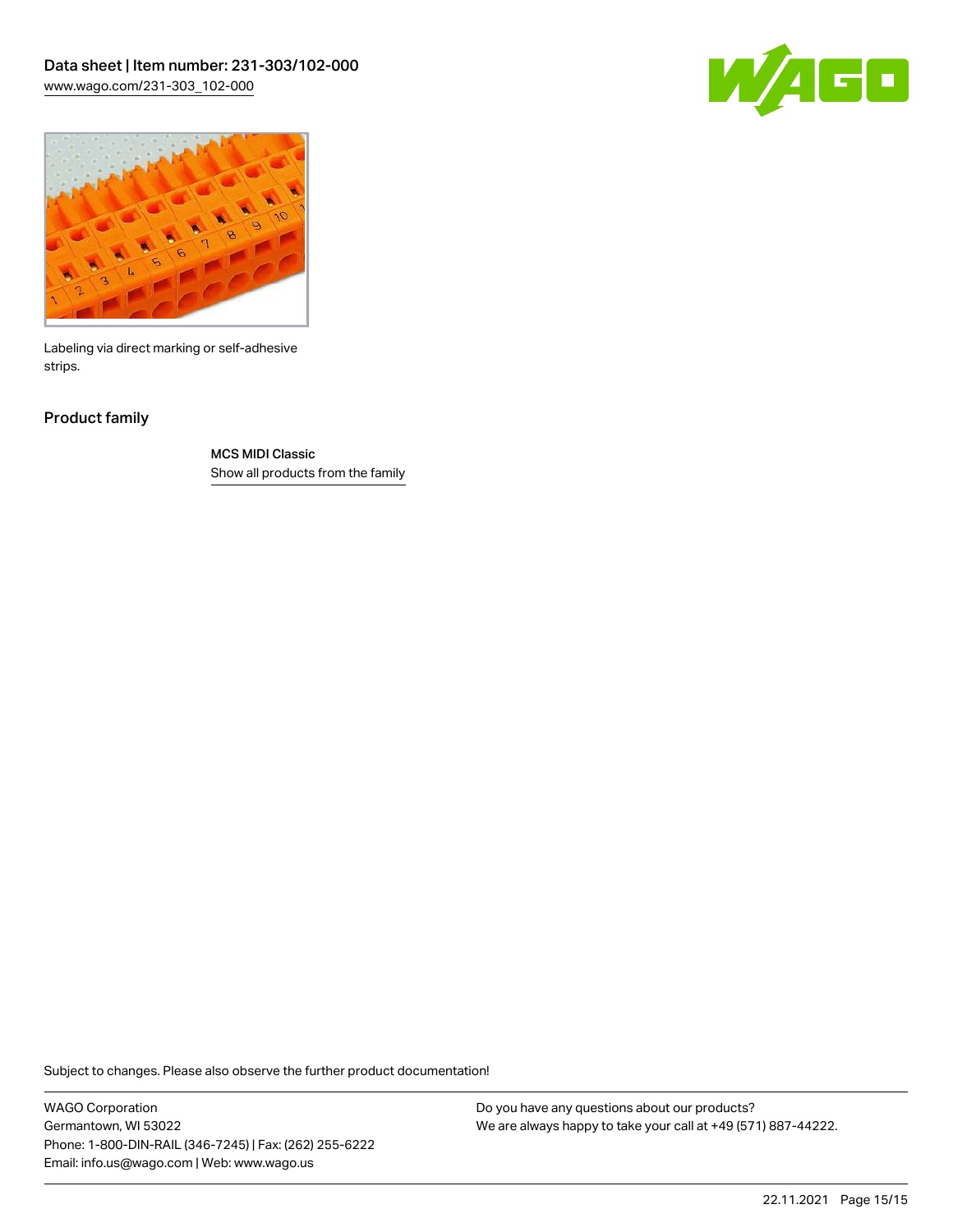Labeling via direct marking or self-adhesive strips.

## Product family

**MCS MIDI Classic**
Show all products from the family

Subject to changes. Please also observe the further product documentation!

WAGO Corporation
Germantown, WI 53022
Phone: 1-800-DIN-RAIL (346-7245) | Fax: (262) 255-6222
Email: info.us@wago.com | Web: www.wago.us

Do you have any questions about our products?
We are always happy to take your call at +49 (571) 887-44222.